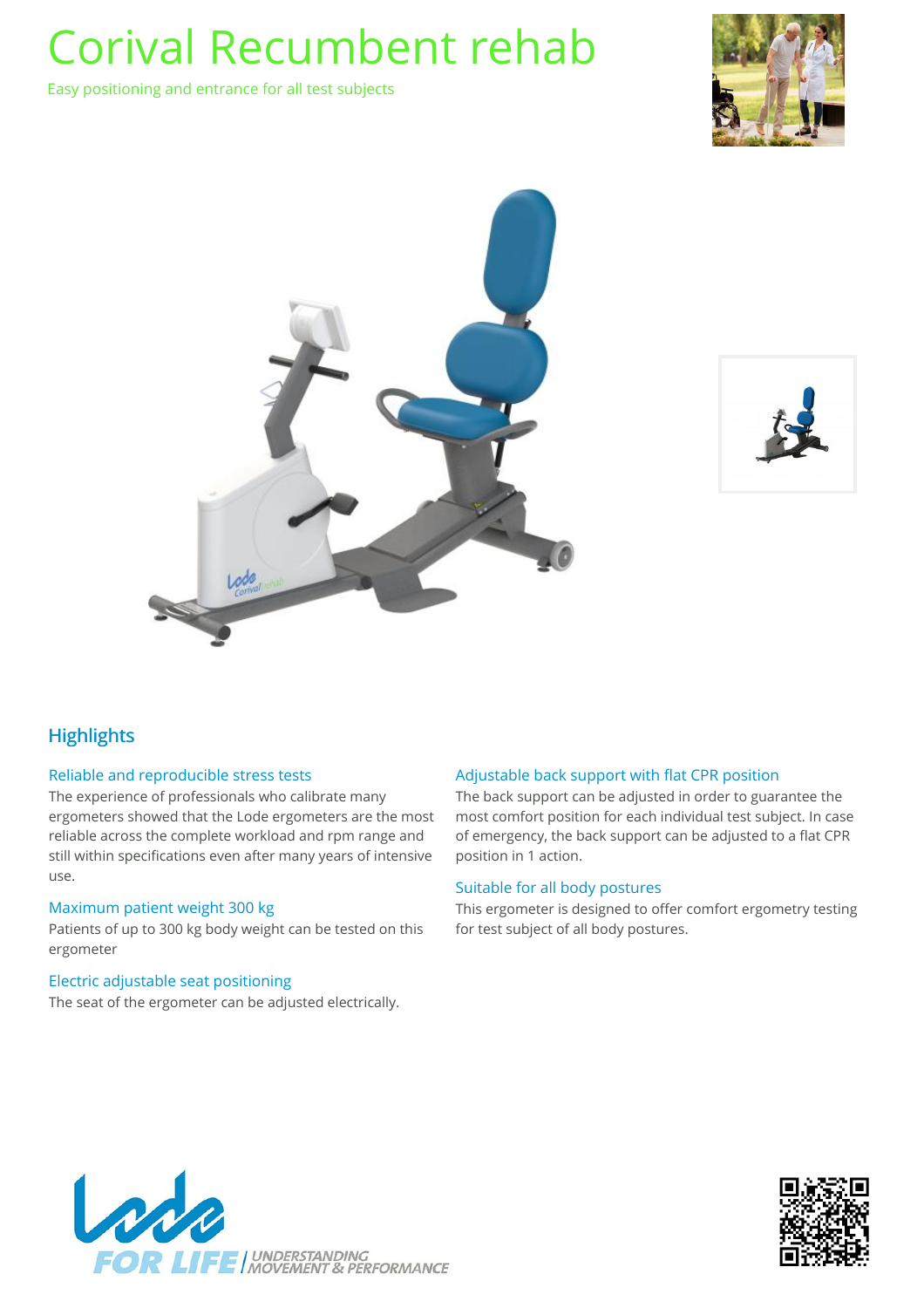# Corival Recumbent rehab

Easy positioning and entrance for all test subjects

## Highlights

### Reliable and reproducible stress tests

The experience of professionals who calibrate many ergometers showed that the Lode ergometers are the most reliable across the complete workload and rpm range and still within specifications even after many years of intensive use.

### Maximum patient weight 300 kg

Patients of up to 300 kg body weight can be tested on this ergometer

### Electric adjustable seat positioning

The seat of the ergometer can be adjusted electrically.

### Adjustable back support with flat CPR position

The back support can be adjusted in order to guarantee the most comfort position for each individual test subject. In case of emergency, the back support can be adjusted to a flat CPR position in 1 action.

### Suitable for all body postures

This ergometer is designed to offer comfort ergometry testing for test subject of all body postures.

Lode FOR LIFE | UNDERSTANDING MOVEMENT & PERFORMANCE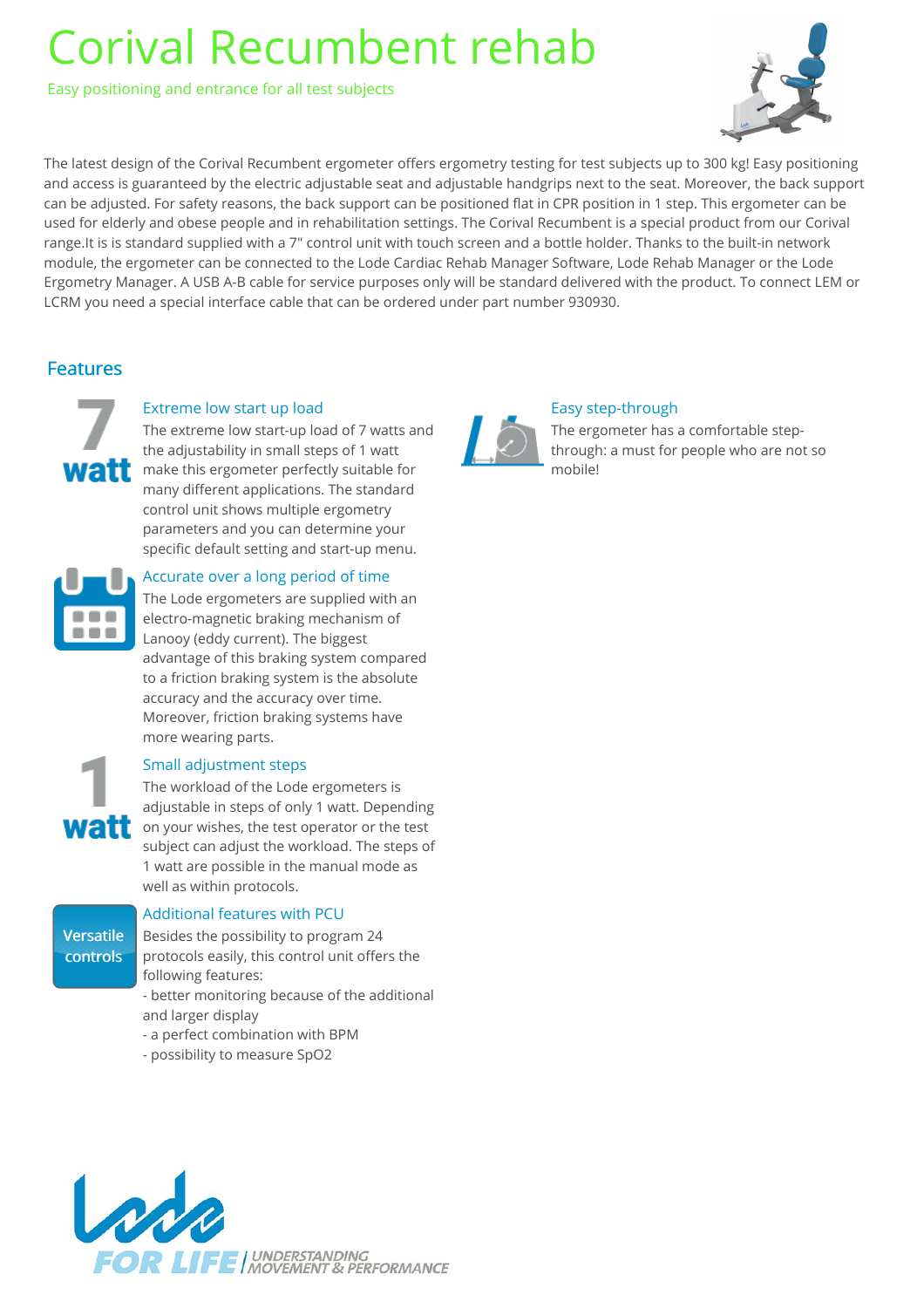# Corival Recumbent rehab

Easy positioning and entrance for all test subjects

The latest design of the Corival Recumbent ergometer offers ergometry testing for test subjects up to 300 kg! Easy positioning and access is guaranteed by the electric adjustable seat and adjustable handgrips next to the seat. Moreover, the back support can be adjusted. For safety reasons, the back support can be positioned flat in CPR position in 1 step. This ergometer can be used for elderly and obese people and in rehabilitation settings. The Corival Recumbent is a special product from our Corival range.It is is standard supplied with a 7" control unit with touch screen and a bottle holder. Thanks to the built-in network module, the ergometer can be connected to the Lode Cardiac Rehab Manager Software, Lode Rehab Manager or the Lode Ergometry Manager. A USB A-B cable for service purposes only will be standard delivered with the product. To connect LEM or LCRM you need a special interface cable that can be ordered under part number 930930.

## Features

7 watt

### Extreme low start up load

The extreme low start-up load of 7 watts and the adjustability in small steps of 1 watt make this ergometer perfectly suitable for many different applications. The standard control unit shows multiple ergometry parameters and you can determine your specific default setting and start-up menu.

### Accurate over a long period of time

The Lode ergometers are supplied with an electro-magnetic braking mechanism of Lanooy (eddy current). The biggest advantage of this braking system compared to a friction braking system is the absolute accuracy and the accuracy over time. Moreover, friction braking systems have more wearing parts.

1 watt

### Small adjustment steps

The workload of the Lode ergometers is adjustable in steps of only 1 watt. Depending on your wishes, the test operator or the test subject can adjust the workload. The steps of 1 watt are possible in the manual mode as well as within protocols.

Versatile controls

### Additional features with PCU

Besides the possibility to program 24 protocols easily, this control unit offers the following features:

- better monitoring because of the additional and larger display
- a perfect combination with BPM
- possibility to measure SpO2

### Easy step-through

The ergometer has a comfortable step-through: a must for people who are not so mobile!

Lode FOR LIFE | UNDERSTANDING MOVEMENT & PERFORMANCE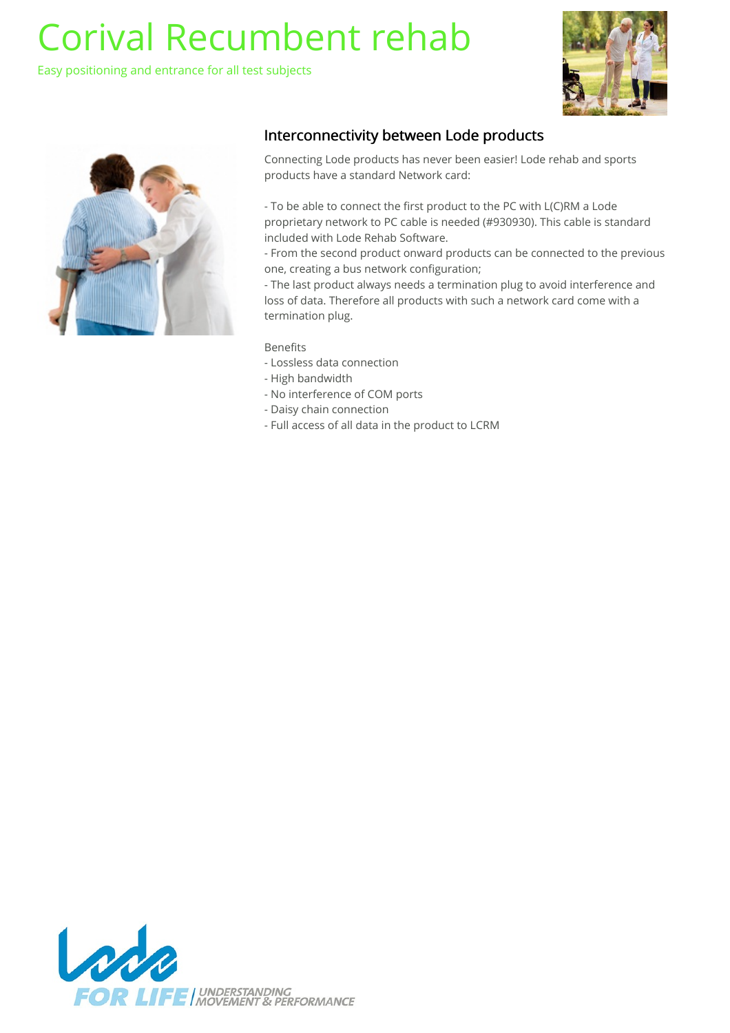# Corival Recumbent rehab

Easy positioning and entrance for all test subjects

## Interconnectivity between Lode products

Connecting Lode products has never been easier! Lode rehab and sports products have a standard Network card:

- To be able to connect the first product to the PC with L(C)RM a Lode proprietary network to PC cable is needed (#930930). This cable is standard included with Lode Rehab Software.
- From the second product onward products can be connected to the previous one, creating a bus network configuration;
- The last product always needs a termination plug to avoid interference and loss of data. Therefore all products with such a network card come with a termination plug.

Benefits

- Lossless data connection
- High bandwidth
- No interference of COM ports
- Daisy chain connection
- Full access of all data in the product to LCRM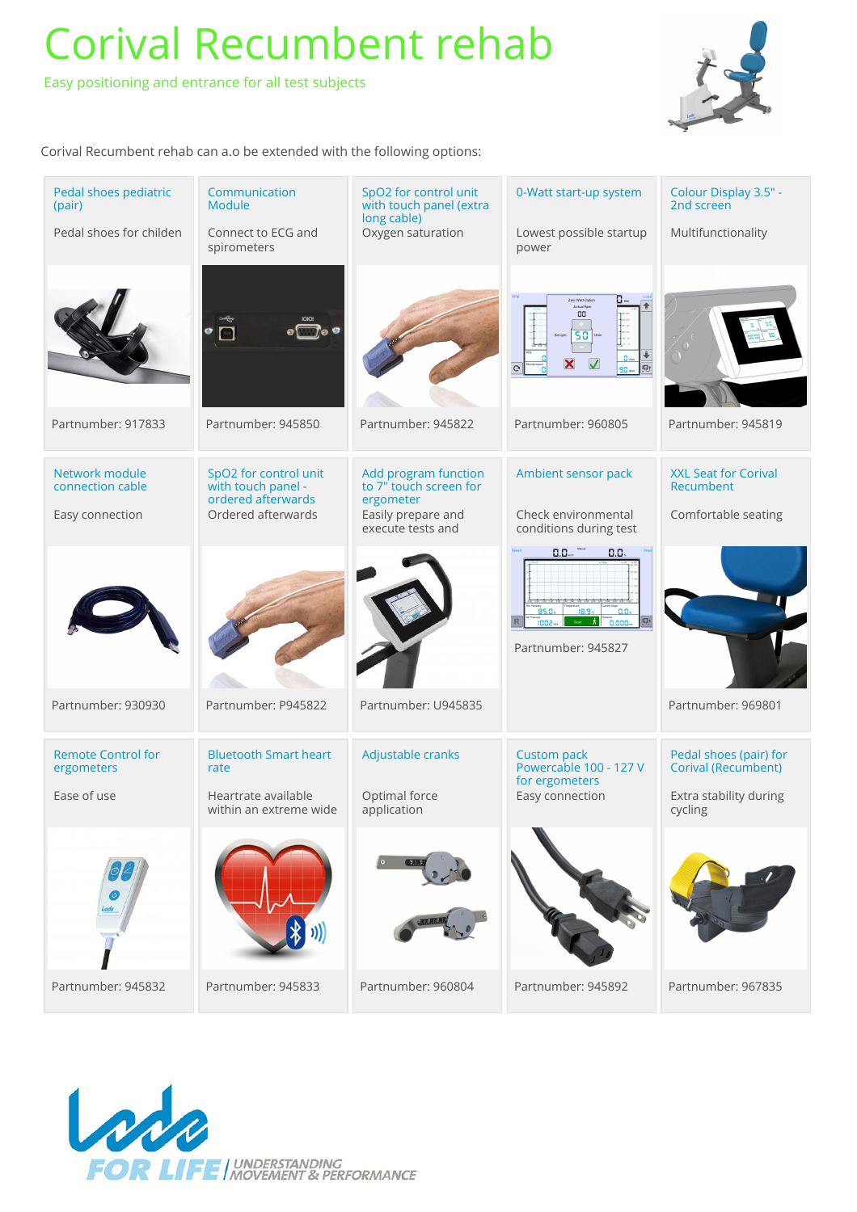# Corival Recumbent rehab

Easy positioning and entrance for all test subjects

Corival Recumbent rehab can a.o be extended with the following options:

| Pedal shoes pediatric (pair) | Communication Module | SpO2 for control unit with touch panel (extra long cable) | 0-Watt start-up system | Colour Display 3.5" - 2nd screen |
|---|---|---|---|---|
| Pedal shoes for childen | Connect to ECG and spirometers | Oxygen saturation | Lowest possible startup power | Multifunctionality |
| Partnumber: 917833 | Partnumber: 945850 | Partnumber: 945822 | Partnumber: 960805 | Partnumber: 945819 |

| Network module connection cable | SpO2 for control unit with touch panel - ordered afterwards | Add program function to 7" touch screen for ergometer | Ambient sensor pack | XXL Seat for Corival Recumbent |
|---|---|---|---|---|
| Easy connection | Ordered afterwards | Easily prepare and execute tests and | Check environmental conditions during test | Comfortable seating |
| Partnumber: 930930 | Partnumber: P945822 | Partnumber: U945835 | Partnumber: 945827 | Partnumber: 969801 |

| Remote Control for ergometers | Bluetooth Smart heart rate | Adjustable cranks | Custom pack Powercable 100 - 127 V for ergometers | Pedal shoes (pair) for Corival (Recumbent) |
|---|---|---|---|---|
| Ease of use | Heartrate available within an extreme wide | Optimal force application | Easy connection | Extra stability during cycling |
| Partnumber: 945832 | Partnumber: 945833 | Partnumber: 960804 | Partnumber: 945892 | Partnumber: 967835 |

Lode FOR LIFE / UNDERSTANDING MOVEMENT & PERFORMANCE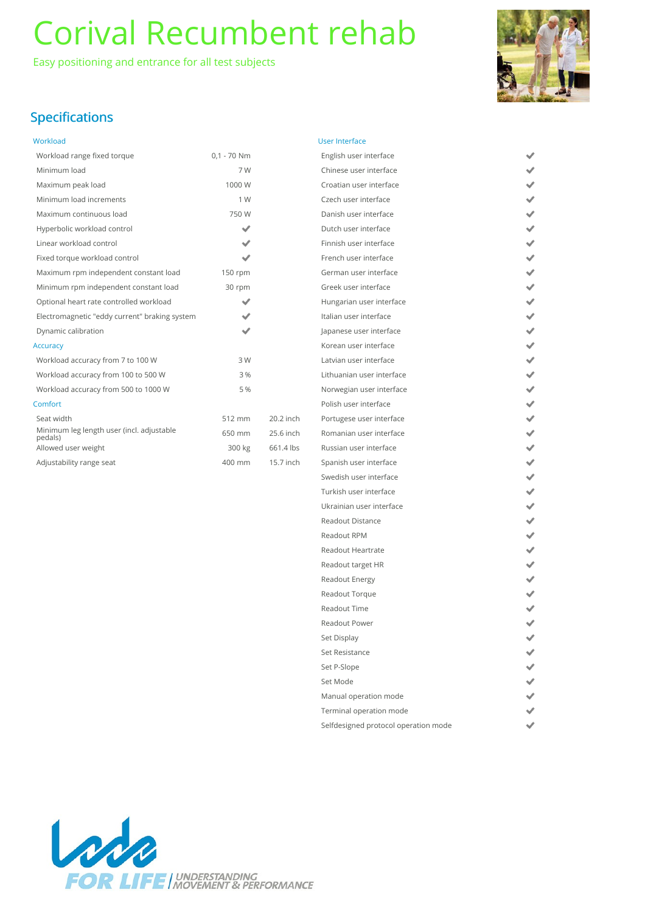# Corival Recumbent rehab

Easy positioning and entrance for all test subjects

## Specifications

### Workload

| | | |
|---|---|---|
| Workload range fixed torque | 0,1 - 70 Nm | |
| Minimum load | 7 W | |
| Maximum peak load | 1000 W | |
| Minimum load increments | 1 W | |
| Maximum continuous load | 750 W | |
| Hyperbolic workload control | ✔ | |
| Linear workload control | ✔ | |
| Fixed torque workload control | ✔ | |
| Maximum rpm independent constant load | 150 rpm | |
| Minimum rpm independent constant load | 30 rpm | |
| Optional heart rate controlled workload | ✔ | |
| Electromagnetic "eddy current" braking system | ✔ | |
| Dynamic calibration | ✔ | |

### Accuracy

| | |
|---|---|
| Workload accuracy from 7 to 100 W | 3 W |
| Workload accuracy from 100 to 500 W | 3 % |
| Workload accuracy from 500 to 1000 W | 5 % |

### Comfort

| | | |
|---|---|---|
| Seat width | 512 mm | 20.2 inch |
| Minimum leg length user (incl. adjustable pedals) | 650 mm | 25.6 inch |
| Allowed user weight | 300 kg | 661.4 lbs |
| Adjustability range seat | 400 mm | 15.7 inch |

### User Interface

| | |
|---|---|
| English user interface | ✔ |
| Chinese user interface | ✔ |
| Croatian user interface | ✔ |
| Czech user interface | ✔ |
| Danish user interface | ✔ |
| Dutch user interface | ✔ |
| Finnish user interface | ✔ |
| French user interface | ✔ |
| German user interface | ✔ |
| Greek user interface | ✔ |
| Hungarian user interface | ✔ |
| Italian user interface | ✔ |
| Japanese user interface | ✔ |
| Korean user interface | ✔ |
| Latvian user interface | ✔ |
| Lithuanian user interface | ✔ |
| Norwegian user interface | ✔ |
| Polish user interface | ✔ |
| Portugese user interface | ✔ |
| Romanian user interface | ✔ |
| Russian user interface | ✔ |
| Spanish user interface | ✔ |
| Swedish user interface | ✔ |
| Turkish user interface | ✔ |
| Ukrainian user interface | ✔ |
| Readout Distance | ✔ |
| Readout RPM | ✔ |
| Readout Heartrate | ✔ |
| Readout target HR | ✔ |
| Readout Energy | ✔ |
| Readout Torque | ✔ |
| Readout Time | ✔ |
| Readout Power | ✔ |
| Set Display | ✔ |
| Set Resistance | ✔ |
| Set P-Slope | ✔ |
| Set Mode | ✔ |
| Manual operation mode | ✔ |
| Terminal operation mode | ✔ |
| Selfdesigned protocol operation mode | ✔ |

Lode FOR LIFE | UNDERSTANDING MOVEMENT & PERFORMANCE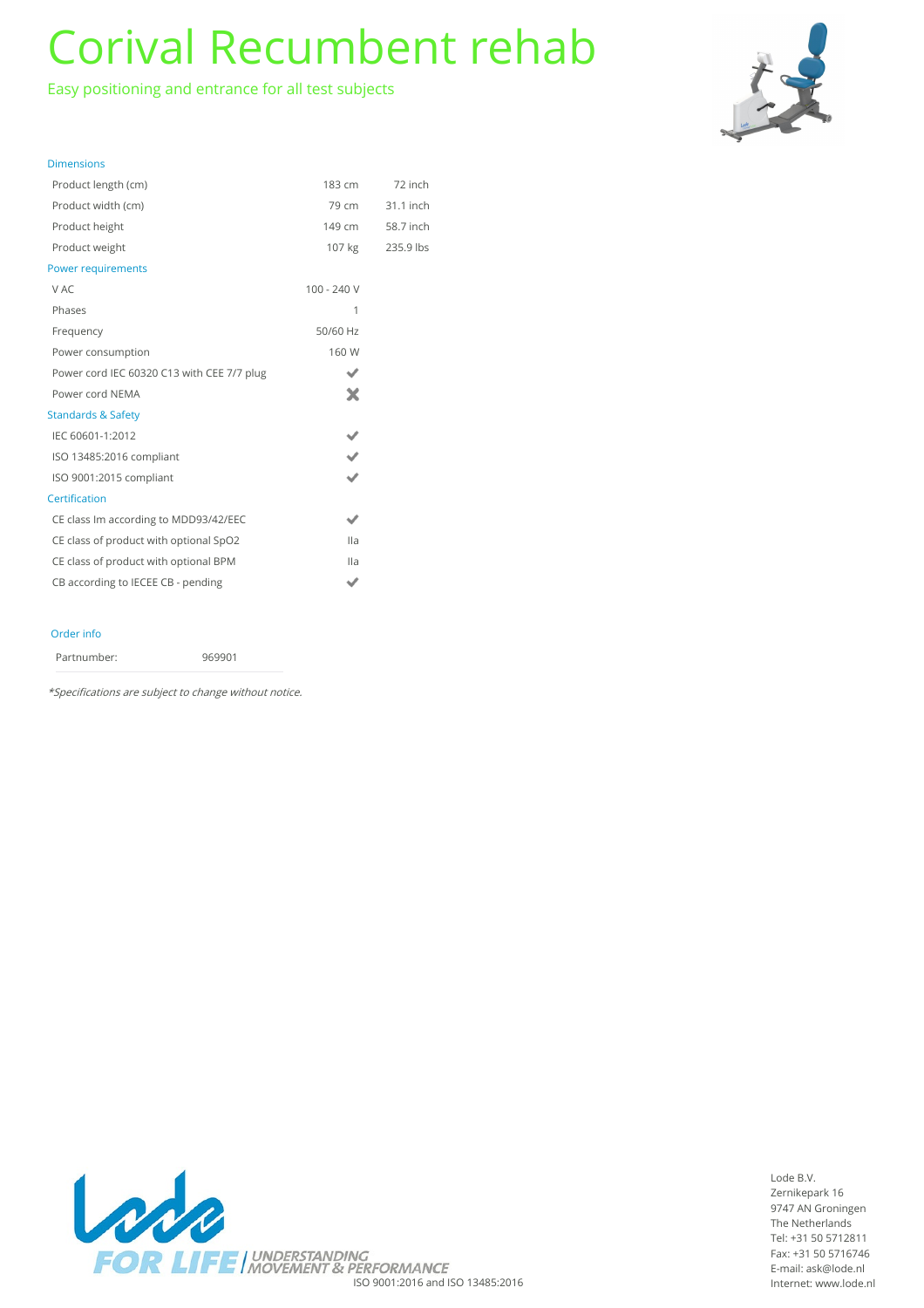# Corival Recumbent rehab

Easy positioning and entrance for all test subjects

| | | |
|---|---|---|
| **Dimensions** | | |
| Product length (cm) | 183 cm | 72 inch |
| Product width (cm) | 79 cm | 31.1 inch |
| Product height | 149 cm | 58.7 inch |
| Product weight | 107 kg | 235.9 lbs |
| **Power requirements** | | |
| V AC | 100 - 240 V | |
| Phases | 1 | |
| Frequency | 50/60 Hz | |
| Power consumption | 160 W | |
| Power cord IEC 60320 C13 with CEE 7/7 plug | ✔ | |
| Power cord NEMA | ✖ | |
| **Standards & Safety** | | |
| IEC 60601-1:2012 | ✔ | |
| ISO 13485:2016 compliant | ✔ | |
| ISO 9001:2015 compliant | ✔ | |
| **Certification** | | |
| CE class Im according to MDD93/42/EEC | ✔ | |
| CE class of product with optional SpO2 | IIa | |
| CE class of product with optional BPM | IIa | |
| CB according to IECEE CB - pending | ✔ | |

**Order info**

| | |
|---|---|
| Partnumber: | 969901 |

*\*Specifications are subject to change without notice.*

FOR LIFE | UNDERSTANDING MOVEMENT & PERFORMANCE

ISO 9001:2016 and ISO 13485:2016

Lode B.V.
Zernikepark 16
9747 AN Groningen
The Netherlands
Tel: +31 50 5712811
Fax: +31 50 5716746
E-mail: ask@lode.nl
Internet: www.lode.nl